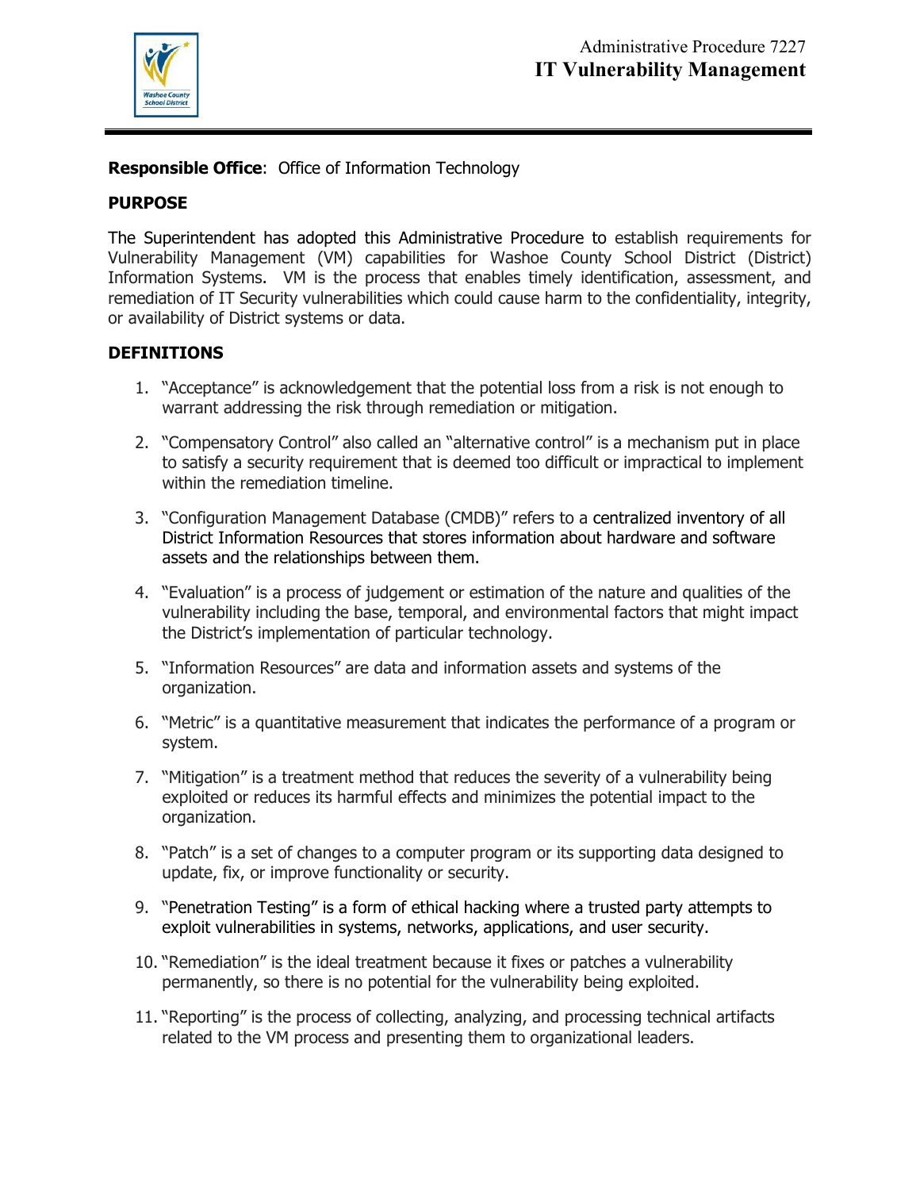Administrative Procedure 7227

# IT Vulnerability Management

**Responsible Office**: Office of Information Technology

## PURPOSE

The Superintendent has adopted this Administrative Procedure to establish requirements for Vulnerability Management (VM) capabilities for Washoe County School District (District) Information Systems. VM is the process that enables timely identification, assessment, and remediation of IT Security vulnerabilities which could cause harm to the confidentiality, integrity, or availability of District systems or data.

## DEFINITIONS

1. "Acceptance" is acknowledgement that the potential loss from a risk is not enough to warrant addressing the risk through remediation or mitigation.

2. "Compensatory Control" also called an "alternative control" is a mechanism put in place to satisfy a security requirement that is deemed too difficult or impractical to implement within the remediation timeline.

3. "Configuration Management Database (CMDB)" refers to a centralized inventory of all District Information Resources that stores information about hardware and software assets and the relationships between them.

4. "Evaluation" is a process of judgement or estimation of the nature and qualities of the vulnerability including the base, temporal, and environmental factors that might impact the District's implementation of particular technology.

5. "Information Resources" are data and information assets and systems of the organization.

6. "Metric" is a quantitative measurement that indicates the performance of a program or system.

7. "Mitigation" is a treatment method that reduces the severity of a vulnerability being exploited or reduces its harmful effects and minimizes the potential impact to the organization.

8. "Patch" is a set of changes to a computer program or its supporting data designed to update, fix, or improve functionality or security.

9. "Penetration Testing" is a form of ethical hacking where a trusted party attempts to exploit vulnerabilities in systems, networks, applications, and user security.

10. "Remediation" is the ideal treatment because it fixes or patches a vulnerability permanently, so there is no potential for the vulnerability being exploited.

11. "Reporting" is the process of collecting, analyzing, and processing technical artifacts related to the VM process and presenting them to organizational leaders.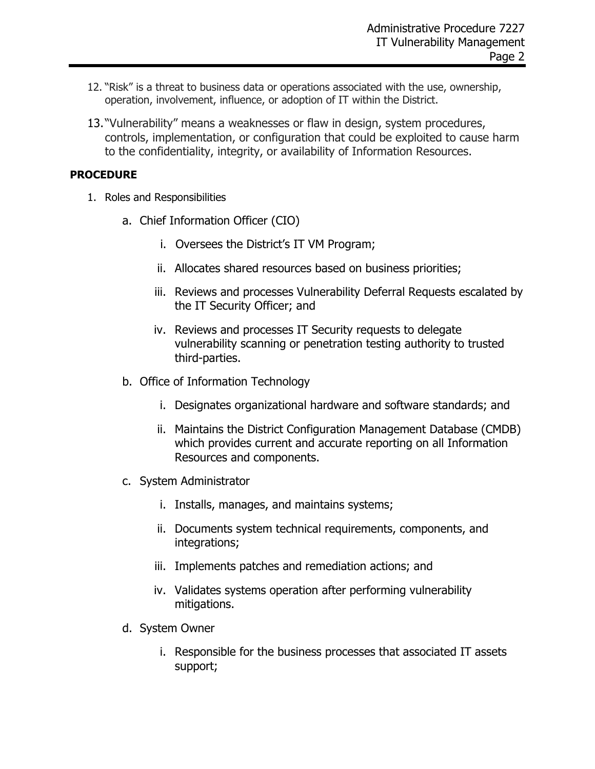12. "Risk" is a threat to business data or operations associated with the use, ownership, operation, involvement, influence, or adoption of IT within the District.

13. "Vulnerability" means a weaknesses or flaw in design, system procedures, controls, implementation, or configuration that could be exploited to cause harm to the confidentiality, integrity, or availability of Information Resources.

**PROCEDURE**

1. Roles and Responsibilities

   a. Chief Information Officer (CIO)

      i. Oversees the District's IT VM Program;

      ii. Allocates shared resources based on business priorities;

      iii. Reviews and processes Vulnerability Deferral Requests escalated by the IT Security Officer; and

      iv. Reviews and processes IT Security requests to delegate vulnerability scanning or penetration testing authority to trusted third-parties.

   b. Office of Information Technology

      i. Designates organizational hardware and software standards; and

      ii. Maintains the District Configuration Management Database (CMDB) which provides current and accurate reporting on all Information Resources and components.

   c. System Administrator

      i. Installs, manages, and maintains systems;

      ii. Documents system technical requirements, components, and integrations;

      iii. Implements patches and remediation actions; and

      iv. Validates systems operation after performing vulnerability mitigations.

   d. System Owner

      i. Responsible for the business processes that associated IT assets support;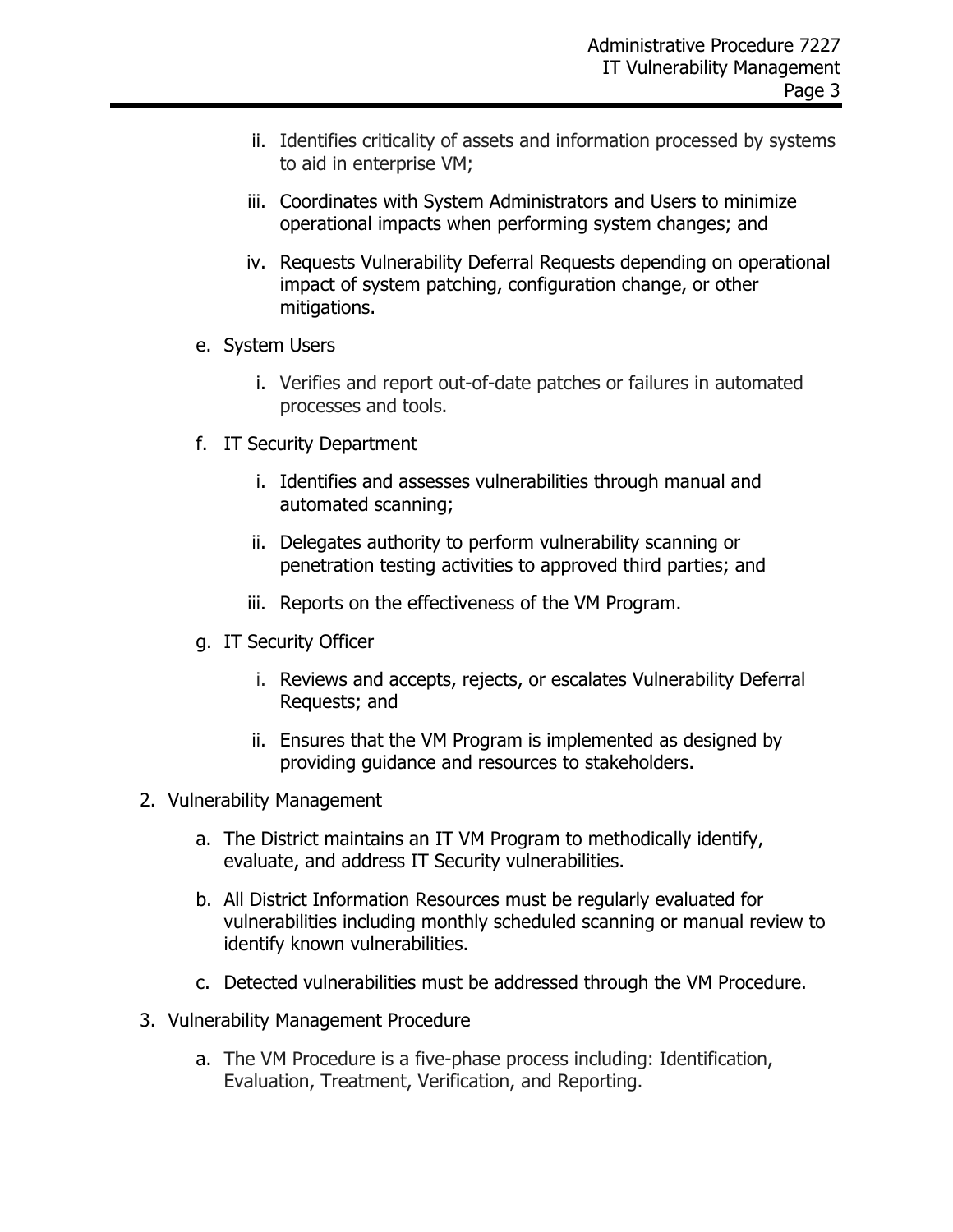ii. Identifies criticality of assets and information processed by systems to aid in enterprise VM;

   iii. Coordinates with System Administrators and Users to minimize operational impacts when performing system changes; and

   iv. Requests Vulnerability Deferral Requests depending on operational impact of system patching, configuration change, or other mitigations.

e. System Users

   i. Verifies and report out-of-date patches or failures in automated processes and tools.

f. IT Security Department

   i. Identifies and assesses vulnerabilities through manual and automated scanning;

   ii. Delegates authority to perform vulnerability scanning or penetration testing activities to approved third parties; and

   iii. Reports on the effectiveness of the VM Program.

g. IT Security Officer

   i. Reviews and accepts, rejects, or escalates Vulnerability Deferral Requests; and

   ii. Ensures that the VM Program is implemented as designed by providing guidance and resources to stakeholders.

2. Vulnerability Management

   a. The District maintains an IT VM Program to methodically identify, evaluate, and address IT Security vulnerabilities.

   b. All District Information Resources must be regularly evaluated for vulnerabilities including monthly scheduled scanning or manual review to identify known vulnerabilities.

   c. Detected vulnerabilities must be addressed through the VM Procedure.

3. Vulnerability Management Procedure

   a. The VM Procedure is a five-phase process including: Identification, Evaluation, Treatment, Verification, and Reporting.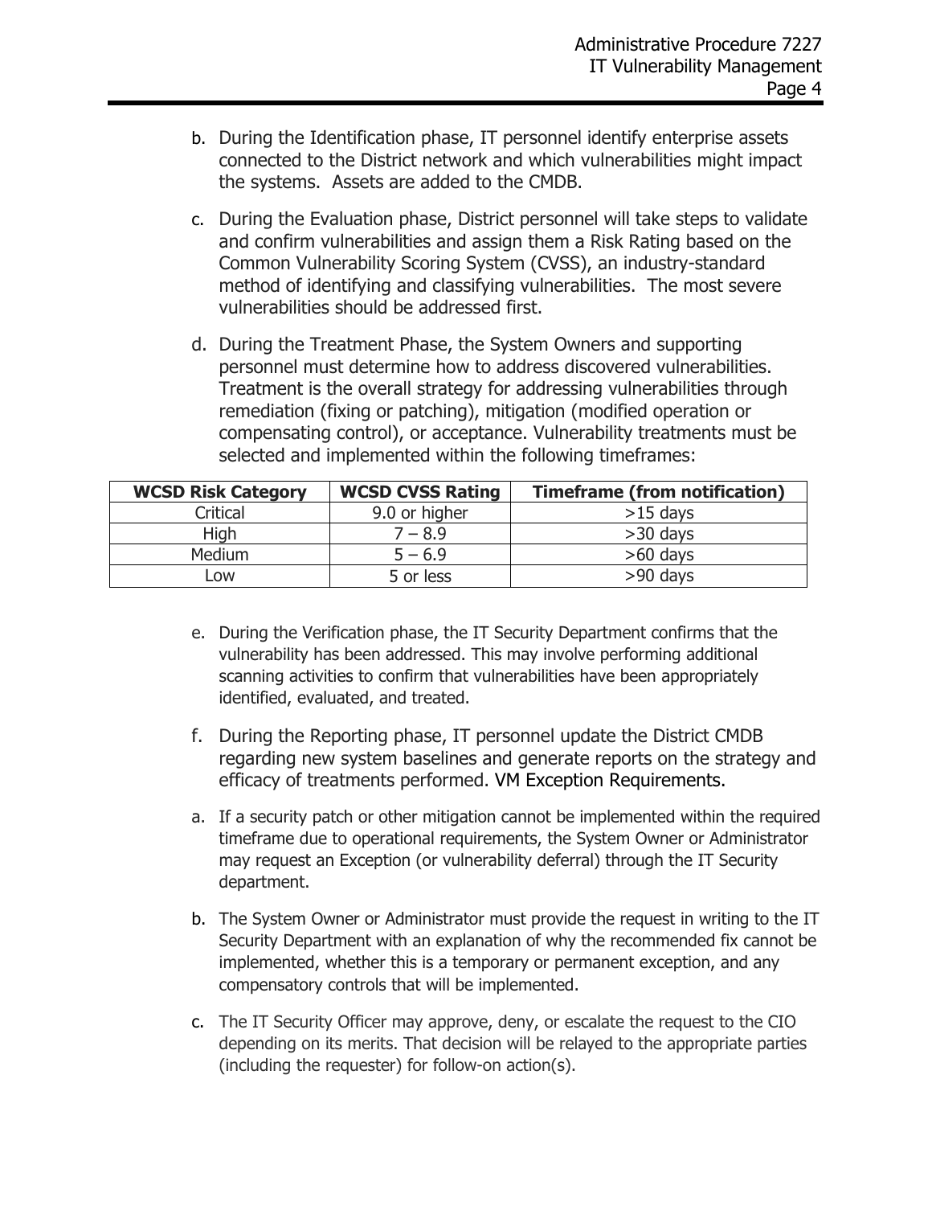b. During the Identification phase, IT personnel identify enterprise assets connected to the District network and which vulnerabilities might impact the systems. Assets are added to the CMDB.

c. During the Evaluation phase, District personnel will take steps to validate and confirm vulnerabilities and assign them a Risk Rating based on the Common Vulnerability Scoring System (CVSS), an industry-standard method of identifying and classifying vulnerabilities. The most severe vulnerabilities should be addressed first.

d. During the Treatment Phase, the System Owners and supporting personnel must determine how to address discovered vulnerabilities. Treatment is the overall strategy for addressing vulnerabilities through remediation (fixing or patching), mitigation (modified operation or compensating control), or acceptance. Vulnerability treatments must be selected and implemented within the following timeframes:

| WCSD Risk Category | WCSD CVSS Rating | Timeframe (from notification) |
|---|---|---|
| Critical | 9.0 or higher | >15 days |
| High | 7 – 8.9 | >30 days |
| Medium | 5 – 6.9 | >60 days |
| Low | 5 or less | >90 days |

e. During the Verification phase, the IT Security Department confirms that the vulnerability has been addressed. This may involve performing additional scanning activities to confirm that vulnerabilities have been appropriately identified, evaluated, and treated.

f. During the Reporting phase, IT personnel update the District CMDB regarding new system baselines and generate reports on the strategy and efficacy of treatments performed. VM Exception Requirements.

a. If a security patch or other mitigation cannot be implemented within the required timeframe due to operational requirements, the System Owner or Administrator may request an Exception (or vulnerability deferral) through the IT Security department.

b. The System Owner or Administrator must provide the request in writing to the IT Security Department with an explanation of why the recommended fix cannot be implemented, whether this is a temporary or permanent exception, and any compensatory controls that will be implemented.

c. The IT Security Officer may approve, deny, or escalate the request to the CIO depending on its merits. That decision will be relayed to the appropriate parties (including the requester) for follow-on action(s).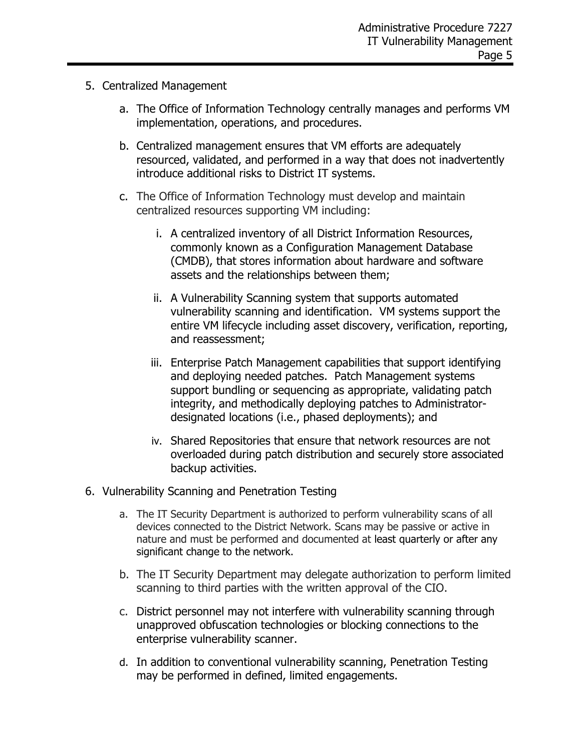5. Centralized Management

    a. The Office of Information Technology centrally manages and performs VM implementation, operations, and procedures.

    b. Centralized management ensures that VM efforts are adequately resourced, validated, and performed in a way that does not inadvertently introduce additional risks to District IT systems.

    c. The Office of Information Technology must develop and maintain centralized resources supporting VM including:

        i. A centralized inventory of all District Information Resources, commonly known as a Configuration Management Database (CMDB), that stores information about hardware and software assets and the relationships between them;

        ii. A Vulnerability Scanning system that supports automated vulnerability scanning and identification. VM systems support the entire VM lifecycle including asset discovery, verification, reporting, and reassessment;

        iii. Enterprise Patch Management capabilities that support identifying and deploying needed patches. Patch Management systems support bundling or sequencing as appropriate, validating patch integrity, and methodically deploying patches to Administrator-designated locations (i.e., phased deployments); and

        iv. Shared Repositories that ensure that network resources are not overloaded during patch distribution and securely store associated backup activities.

6. Vulnerability Scanning and Penetration Testing

    a. The IT Security Department is authorized to perform vulnerability scans of all devices connected to the District Network. Scans may be passive or active in nature and must be performed and documented at least quarterly or after any significant change to the network.

    b. The IT Security Department may delegate authorization to perform limited scanning to third parties with the written approval of the CIO.

    c. District personnel may not interfere with vulnerability scanning through unapproved obfuscation technologies or blocking connections to the enterprise vulnerability scanner.

    d. In addition to conventional vulnerability scanning, Penetration Testing may be performed in defined, limited engagements.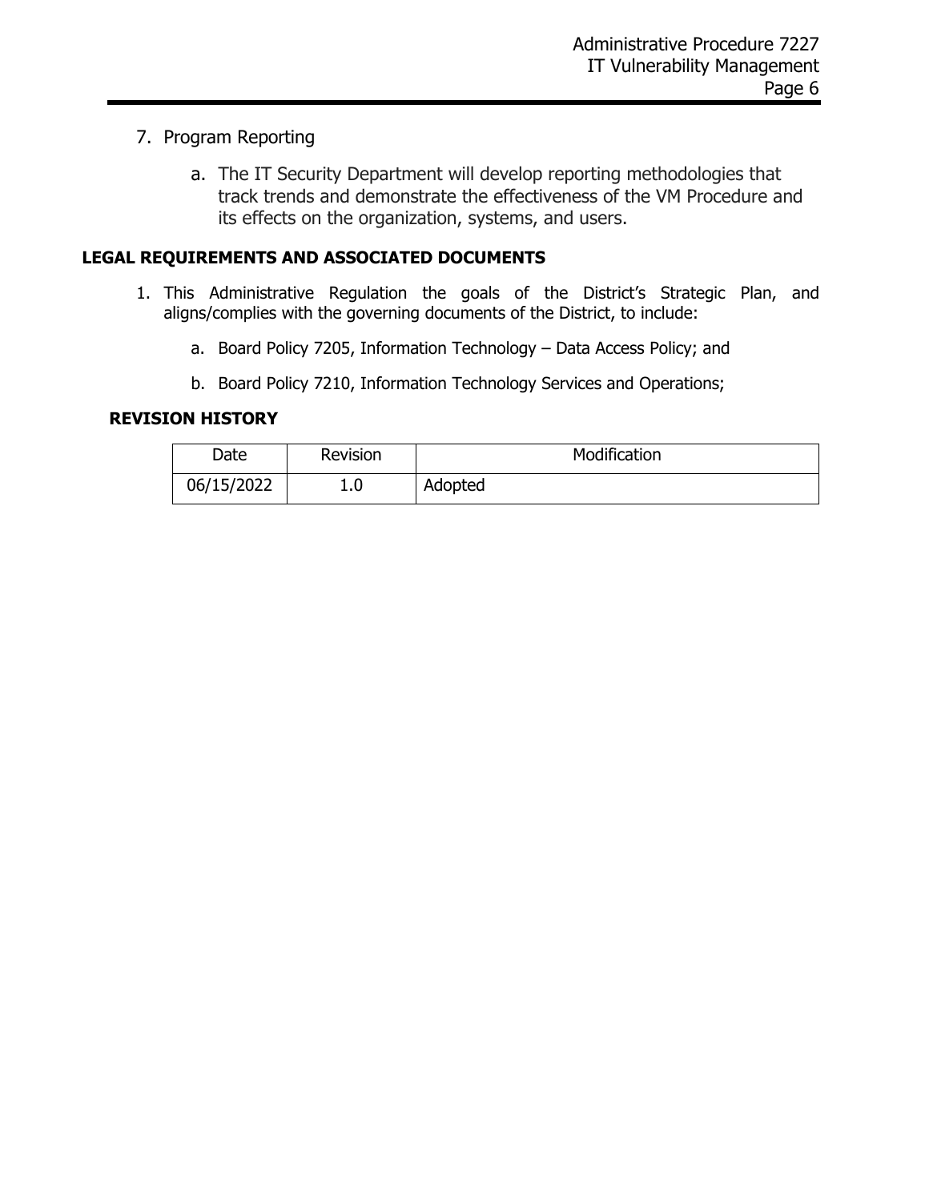7. Program Reporting

    a. The IT Security Department will develop reporting methodologies that track trends and demonstrate the effectiveness of the VM Procedure and its effects on the organization, systems, and users.

## LEGAL REQUIREMENTS AND ASSOCIATED DOCUMENTS

1. This Administrative Regulation the goals of the District's Strategic Plan, and aligns/complies with the governing documents of the District, to include:

    a. Board Policy 7205, Information Technology – Data Access Policy; and

    b. Board Policy 7210, Information Technology Services and Operations;

## REVISION HISTORY

| Date | Revision | Modification |
|---|---|---|
| 06/15/2022 | 1.0 | Adopted |